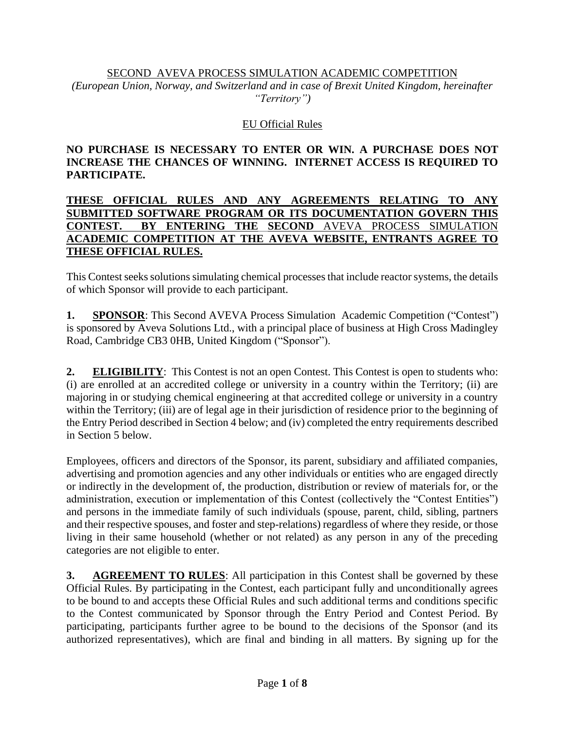# SECOND AVEVA PROCESS SIMULATION ACADEMIC COMPETITION

*(European Union, Norway, and Switzerland and in case of Brexit United Kingdom, hereinafter "Territory")*

## EU Official Rules

**NO PURCHASE IS NECESSARY TO ENTER OR WIN. A PURCHASE DOES NOT INCREASE THE CHANCES OF WINNING. INTERNET ACCESS IS REQUIRED TO PARTICIPATE.**

**THESE OFFICIAL RULES AND ANY AGREEMENTS RELATING TO ANY SUBMITTED SOFTWARE PROGRAM OR ITS DOCUMENTATION GOVERN THIS CONTEST. BY ENTERING THE SECOND AVEVA PROCESS SIMULATION ACADEMIC COMPETITION AT THE AVEVA WEBSITE, ENTRANTS AGREE TO THESE OFFICIAL RULES.**

This Contest seeks solutions simulating chemical processes that include reactor systems, the details of which Sponsor will provide to each participant.

**1. SPONSOR**: This Second AVEVA Process Simulation Academic Competition ("Contest") is sponsored by Aveva Solutions Ltd., with a principal place of business at High Cross Madingley Road, Cambridge CB3 0HB, United Kingdom ("Sponsor").

**2. ELIGIBILITY**: This Contest is not an open Contest. This Contest is open to students who: (i) are enrolled at an accredited college or university in a country within the Territory; (ii) are majoring in or studying chemical engineering at that accredited college or university in a country within the Territory; (iii) are of legal age in their jurisdiction of residence prior to the beginning of the Entry Period described in Section 4 below; and (iv) completed the entry requirements described in Section 5 below.

Employees, officers and directors of the Sponsor, its parent, subsidiary and affiliated companies, advertising and promotion agencies and any other individuals or entities who are engaged directly or indirectly in the development of, the production, distribution or review of materials for, or the administration, execution or implementation of this Contest (collectively the "Contest Entities") and persons in the immediate family of such individuals (spouse, parent, child, sibling, partners and their respective spouses, and foster and step-relations) regardless of where they reside, or those living in their same household (whether or not related) as any person in any of the preceding categories are not eligible to enter.

**3. AGREEMENT TO RULES**: All participation in this Contest shall be governed by these Official Rules. By participating in the Contest, each participant fully and unconditionally agrees to be bound to and accepts these Official Rules and such additional terms and conditions specific to the Contest communicated by Sponsor through the Entry Period and Contest Period. By participating, participants further agree to be bound to the decisions of the Sponsor (and its authorized representatives), which are final and binding in all matters. By signing up for the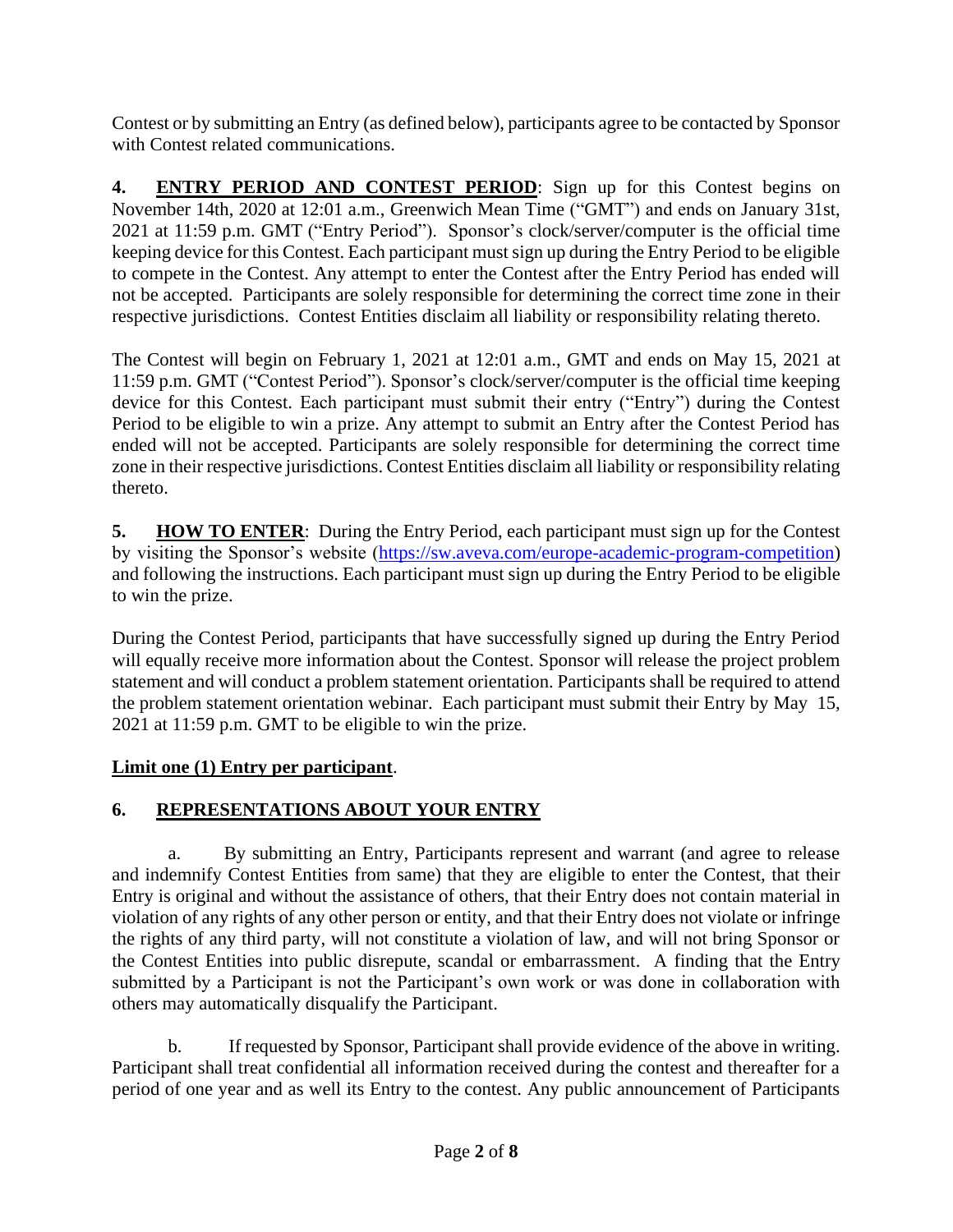Contest or by submitting an Entry (as defined below), participants agree to be contacted by Sponsor with Contest related communications.

**4. ENTRY PERIOD AND CONTEST PERIOD**: Sign up for this Contest begins on November 14th, 2020 at 12:01 a.m., Greenwich Mean Time ("GMT") and ends on January 31st, 2021 at 11:59 p.m. GMT ("Entry Period"). Sponsor's clock/server/computer is the official time keeping device for this Contest. Each participant must sign up during the Entry Period to be eligible to compete in the Contest. Any attempt to enter the Contest after the Entry Period has ended will not be accepted. Participants are solely responsible for determining the correct time zone in their respective jurisdictions. Contest Entities disclaim all liability or responsibility relating thereto.

The Contest will begin on February 1, 2021 at 12:01 a.m., GMT and ends on May 15, 2021 at 11:59 p.m. GMT ("Contest Period"). Sponsor's clock/server/computer is the official time keeping device for this Contest. Each participant must submit their entry ("Entry") during the Contest Period to be eligible to win a prize. Any attempt to submit an Entry after the Contest Period has ended will not be accepted. Participants are solely responsible for determining the correct time zone in their respective jurisdictions. Contest Entities disclaim all liability or responsibility relating thereto.

**5. HOW TO ENTER**: During the Entry Period, each participant must sign up for the Contest by visiting the Sponsor's website (https://sw.aveva.com/europe-academic-program-competition) and following the instructions. Each participant must sign up during the Entry Period to be eligible to win the prize.

During the Contest Period, participants that have successfully signed up during the Entry Period will equally receive more information about the Contest. Sponsor will release the project problem statement and will conduct a problem statement orientation. Participants shall be required to attend the problem statement orientation webinar. Each participant must submit their Entry by May 15, 2021 at 11:59 p.m. GMT to be eligible to win the prize.

**Limit one (1) Entry per participant**.

**6. REPRESENTATIONS ABOUT YOUR ENTRY**

a. By submitting an Entry, Participants represent and warrant (and agree to release and indemnify Contest Entities from same) that they are eligible to enter the Contest, that their Entry is original and without the assistance of others, that their Entry does not contain material in violation of any rights of any other person or entity, and that their Entry does not violate or infringe the rights of any third party, will not constitute a violation of law, and will not bring Sponsor or the Contest Entities into public disrepute, scandal or embarrassment. A finding that the Entry submitted by a Participant is not the Participant's own work or was done in collaboration with others may automatically disqualify the Participant.

b. If requested by Sponsor, Participant shall provide evidence of the above in writing. Participant shall treat confidential all information received during the contest and thereafter for a period of one year and as well its Entry to the contest. Any public announcement of Participants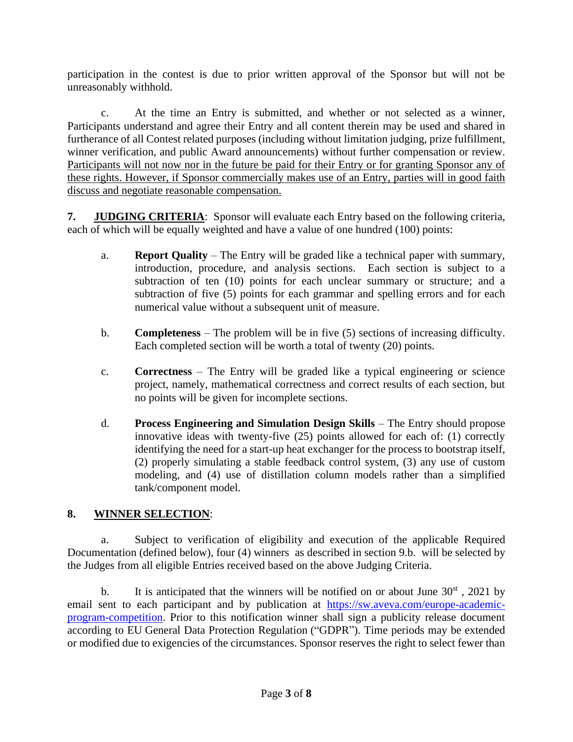participation in the contest is due to prior written approval of the Sponsor but will not be unreasonably withhold.

c. At the time an Entry is submitted, and whether or not selected as a winner, Participants understand and agree their Entry and all content therein may be used and shared in furtherance of all Contest related purposes (including without limitation judging, prize fulfillment, winner verification, and public Award announcements) without further compensation or review. <u>Participants will not now nor in the future be paid for their Entry or for granting Sponsor any of these rights. However, if Sponsor commercially makes use of an Entry, parties will in good faith discuss and negotiate reasonable compensation.</u>

**7. <u>JUDGING CRITERIA</u>**: Sponsor will evaluate each Entry based on the following criteria, each of which will be equally weighted and have a value of one hundred (100) points:

a. **Report Quality** – The Entry will be graded like a technical paper with summary, introduction, procedure, and analysis sections. Each section is subject to a subtraction of ten (10) points for each unclear summary or structure; and a subtraction of five (5) points for each grammar and spelling errors and for each numerical value without a subsequent unit of measure.

b. **Completeness** – The problem will be in five (5) sections of increasing difficulty. Each completed section will be worth a total of twenty (20) points.

c. **Correctness** – The Entry will be graded like a typical engineering or science project, namely, mathematical correctness and correct results of each section, but no points will be given for incomplete sections.

d. **Process Engineering and Simulation Design Skills** – The Entry should propose innovative ideas with twenty-five (25) points allowed for each of: (1) correctly identifying the need for a start-up heat exchanger for the process to bootstrap itself, (2) properly simulating a stable feedback control system, (3) any use of custom modeling, and (4) use of distillation column models rather than a simplified tank/component model.

**8. <u>WINNER SELECTION</u>**:

a. Subject to verification of eligibility and execution of the applicable Required Documentation (defined below), four (4) winners as described in section 9.b. will be selected by the Judges from all eligible Entries received based on the above Judging Criteria.

b. It is anticipated that the winners will be notified on or about June 30st , 2021 by email sent to each participant and by publication at [https://sw.aveva.com/europe-academic-program-competition](https://sw.aveva.com/europe-academic-program-competition). Prior to this notification winner shall sign a publicity release document according to EU General Data Protection Regulation ("GDPR"). Time periods may be extended or modified due to exigencies of the circumstances. Sponsor reserves the right to select fewer than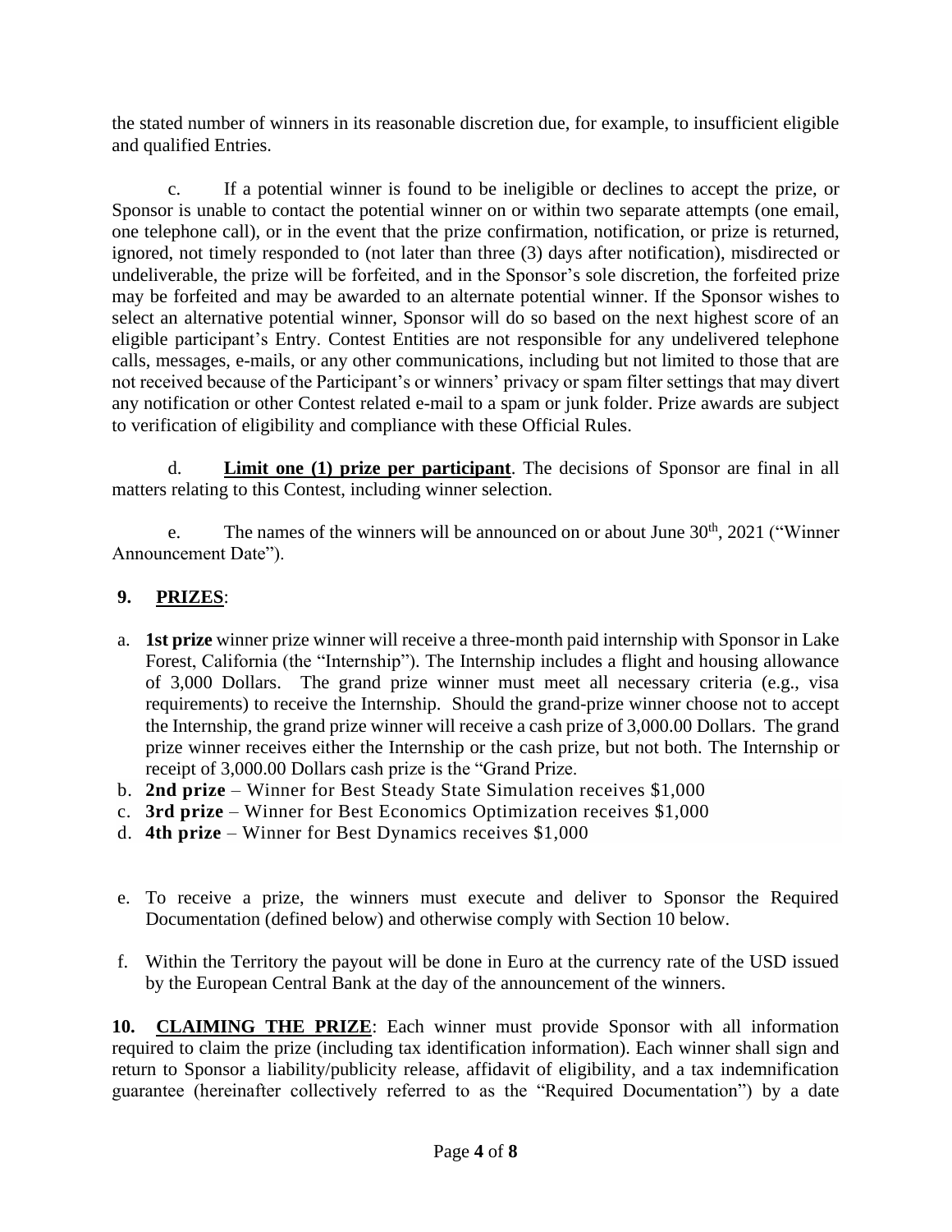the stated number of winners in its reasonable discretion due, for example, to insufficient eligible and qualified Entries.

c. If a potential winner is found to be ineligible or declines to accept the prize, or Sponsor is unable to contact the potential winner on or within two separate attempts (one email, one telephone call), or in the event that the prize confirmation, notification, or prize is returned, ignored, not timely responded to (not later than three (3) days after notification), misdirected or undeliverable, the prize will be forfeited, and in the Sponsor's sole discretion, the forfeited prize may be forfeited and may be awarded to an alternate potential winner. If the Sponsor wishes to select an alternative potential winner, Sponsor will do so based on the next highest score of an eligible participant's Entry. Contest Entities are not responsible for any undelivered telephone calls, messages, e-mails, or any other communications, including but not limited to those that are not received because of the Participant's or winners' privacy or spam filter settings that may divert any notification or other Contest related e-mail to a spam or junk folder. Prize awards are subject to verification of eligibility and compliance with these Official Rules.

d. **Limit one (1) prize per participant**. The decisions of Sponsor are final in all matters relating to this Contest, including winner selection.

e. The names of the winners will be announced on or about June 30th, 2021 ("Winner Announcement Date").

**9. PRIZES**:

a. **1st prize** winner prize winner will receive a three-month paid internship with Sponsor in Lake Forest, California (the "Internship"). The Internship includes a flight and housing allowance of 3,000 Dollars. The grand prize winner must meet all necessary criteria (e.g., visa requirements) to receive the Internship. Should the grand-prize winner choose not to accept the Internship, the grand prize winner will receive a cash prize of 3,000.00 Dollars. The grand prize winner receives either the Internship or the cash prize, but not both. The Internship or receipt of 3,000.00 Dollars cash prize is the "Grand Prize.
b. **2nd prize** – Winner for Best Steady State Simulation receives $1,000
c. **3rd prize** – Winner for Best Economics Optimization receives $1,000
d. **4th prize** – Winner for Best Dynamics receives $1,000

e. To receive a prize, the winners must execute and deliver to Sponsor the Required Documentation (defined below) and otherwise comply with Section 10 below.

f. Within the Territory the payout will be done in Euro at the currency rate of the USD issued by the European Central Bank at the day of the announcement of the winners.

**10. CLAIMING THE PRIZE**: Each winner must provide Sponsor with all information required to claim the prize (including tax identification information). Each winner shall sign and return to Sponsor a liability/publicity release, affidavit of eligibility, and a tax indemnification guarantee (hereinafter collectively referred to as the "Required Documentation") by a date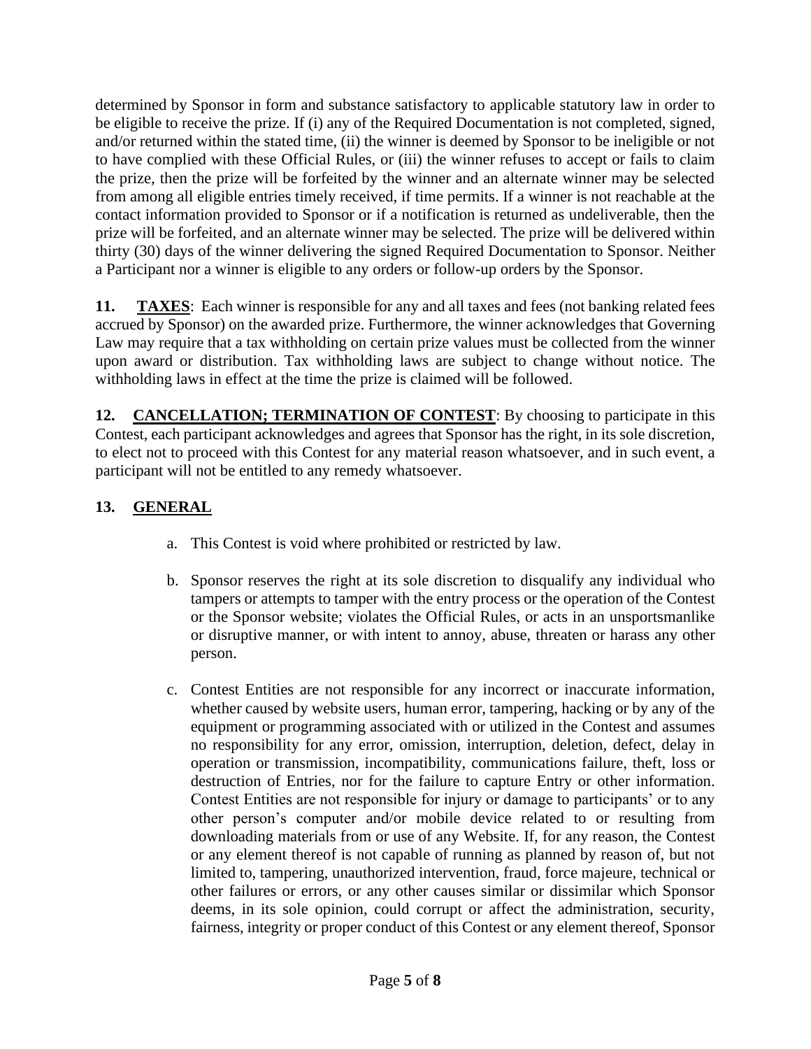determined by Sponsor in form and substance satisfactory to applicable statutory law in order to be eligible to receive the prize. If (i) any of the Required Documentation is not completed, signed, and/or returned within the stated time, (ii) the winner is deemed by Sponsor to be ineligible or not to have complied with these Official Rules, or (iii) the winner refuses to accept or fails to claim the prize, then the prize will be forfeited by the winner and an alternate winner may be selected from among all eligible entries timely received, if time permits. If a winner is not reachable at the contact information provided to Sponsor or if a notification is returned as undeliverable, then the prize will be forfeited, and an alternate winner may be selected. The prize will be delivered within thirty (30) days of the winner delivering the signed Required Documentation to Sponsor. Neither a Participant nor a winner is eligible to any orders or follow-up orders by the Sponsor.

**11. TAXES**: Each winner is responsible for any and all taxes and fees (not banking related fees accrued by Sponsor) on the awarded prize. Furthermore, the winner acknowledges that Governing Law may require that a tax withholding on certain prize values must be collected from the winner upon award or distribution. Tax withholding laws are subject to change without notice. The withholding laws in effect at the time the prize is claimed will be followed.

**12. CANCELLATION; TERMINATION OF CONTEST**: By choosing to participate in this Contest, each participant acknowledges and agrees that Sponsor has the right, in its sole discretion, to elect not to proceed with this Contest for any material reason whatsoever, and in such event, a participant will not be entitled to any remedy whatsoever.

**13. GENERAL**

a. This Contest is void where prohibited or restricted by law.

b. Sponsor reserves the right at its sole discretion to disqualify any individual who tampers or attempts to tamper with the entry process or the operation of the Contest or the Sponsor website; violates the Official Rules, or acts in an unsportsmanlike or disruptive manner, or with intent to annoy, abuse, threaten or harass any other person.

c. Contest Entities are not responsible for any incorrect or inaccurate information, whether caused by website users, human error, tampering, hacking or by any of the equipment or programming associated with or utilized in the Contest and assumes no responsibility for any error, omission, interruption, deletion, defect, delay in operation or transmission, incompatibility, communications failure, theft, loss or destruction of Entries, nor for the failure to capture Entry or other information. Contest Entities are not responsible for injury or damage to participants' or to any other person's computer and/or mobile device related to or resulting from downloading materials from or use of any Website. If, for any reason, the Contest or any element thereof is not capable of running as planned by reason of, but not limited to, tampering, unauthorized intervention, fraud, force majeure, technical or other failures or errors, or any other causes similar or dissimilar which Sponsor deems, in its sole opinion, could corrupt or affect the administration, security, fairness, integrity or proper conduct of this Contest or any element thereof, Sponsor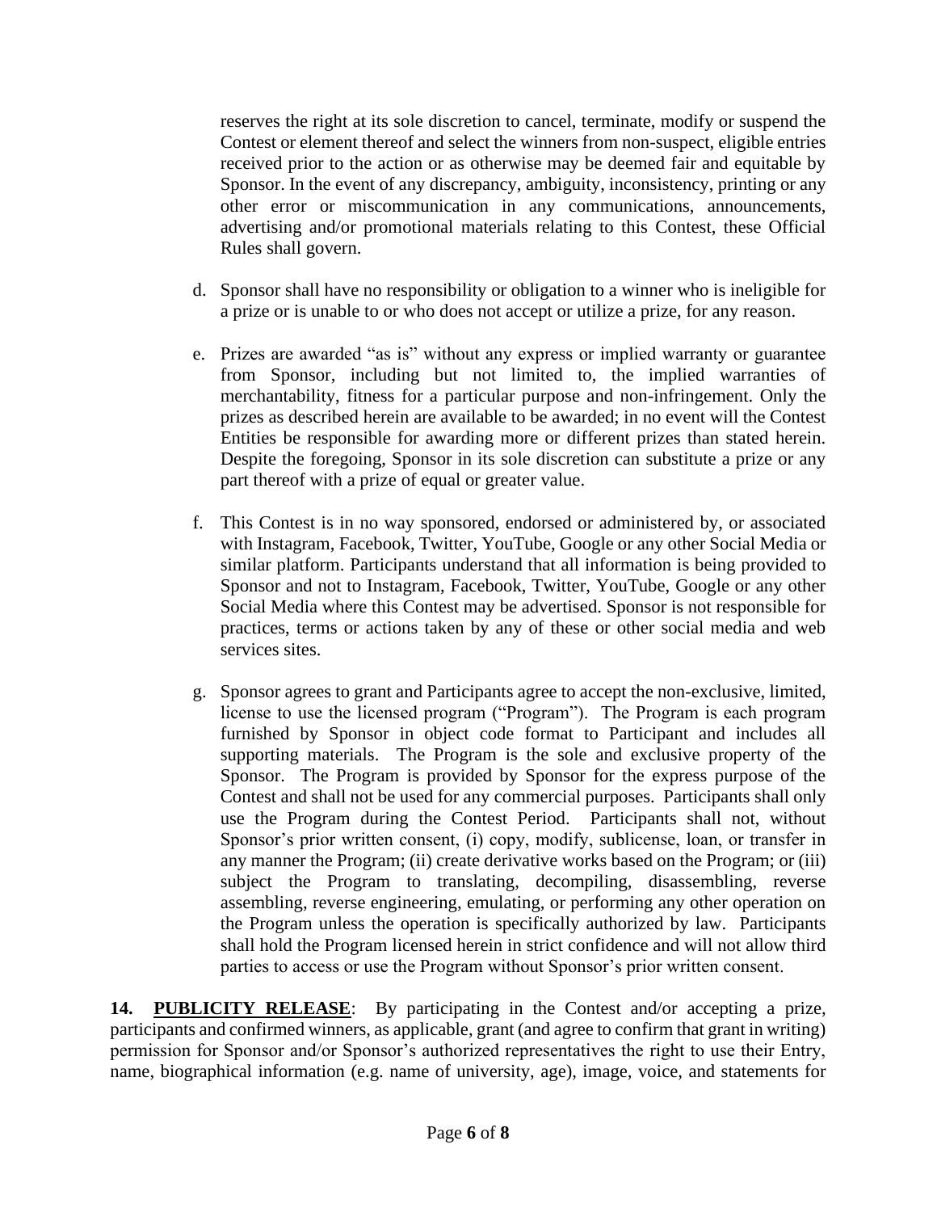reserves the right at its sole discretion to cancel, terminate, modify or suspend the Contest or element thereof and select the winners from non-suspect, eligible entries received prior to the action or as otherwise may be deemed fair and equitable by Sponsor. In the event of any discrepancy, ambiguity, inconsistency, printing or any other error or miscommunication in any communications, announcements, advertising and/or promotional materials relating to this Contest, these Official Rules shall govern.

d. Sponsor shall have no responsibility or obligation to a winner who is ineligible for a prize or is unable to or who does not accept or utilize a prize, for any reason.

e. Prizes are awarded "as is" without any express or implied warranty or guarantee from Sponsor, including but not limited to, the implied warranties of merchantability, fitness for a particular purpose and non-infringement. Only the prizes as described herein are available to be awarded; in no event will the Contest Entities be responsible for awarding more or different prizes than stated herein. Despite the foregoing, Sponsor in its sole discretion can substitute a prize or any part thereof with a prize of equal or greater value.

f. This Contest is in no way sponsored, endorsed or administered by, or associated with Instagram, Facebook, Twitter, YouTube, Google or any other Social Media or similar platform. Participants understand that all information is being provided to Sponsor and not to Instagram, Facebook, Twitter, YouTube, Google or any other Social Media where this Contest may be advertised. Sponsor is not responsible for practices, terms or actions taken by any of these or other social media and web services sites.

g. Sponsor agrees to grant and Participants agree to accept the non-exclusive, limited, license to use the licensed program ("Program"). The Program is each program furnished by Sponsor in object code format to Participant and includes all supporting materials. The Program is the sole and exclusive property of the Sponsor. The Program is provided by Sponsor for the express purpose of the Contest and shall not be used for any commercial purposes. Participants shall only use the Program during the Contest Period. Participants shall not, without Sponsor's prior written consent, (i) copy, modify, sublicense, loan, or transfer in any manner the Program; (ii) create derivative works based on the Program; or (iii) subject the Program to translating, decompiling, disassembling, reverse assembling, reverse engineering, emulating, or performing any other operation on the Program unless the operation is specifically authorized by law. Participants shall hold the Program licensed herein in strict confidence and will not allow third parties to access or use the Program without Sponsor's prior written consent.

**14. PUBLICITY RELEASE**: By participating in the Contest and/or accepting a prize, participants and confirmed winners, as applicable, grant (and agree to confirm that grant in writing) permission for Sponsor and/or Sponsor's authorized representatives the right to use their Entry, name, biographical information (e.g. name of university, age), image, voice, and statements for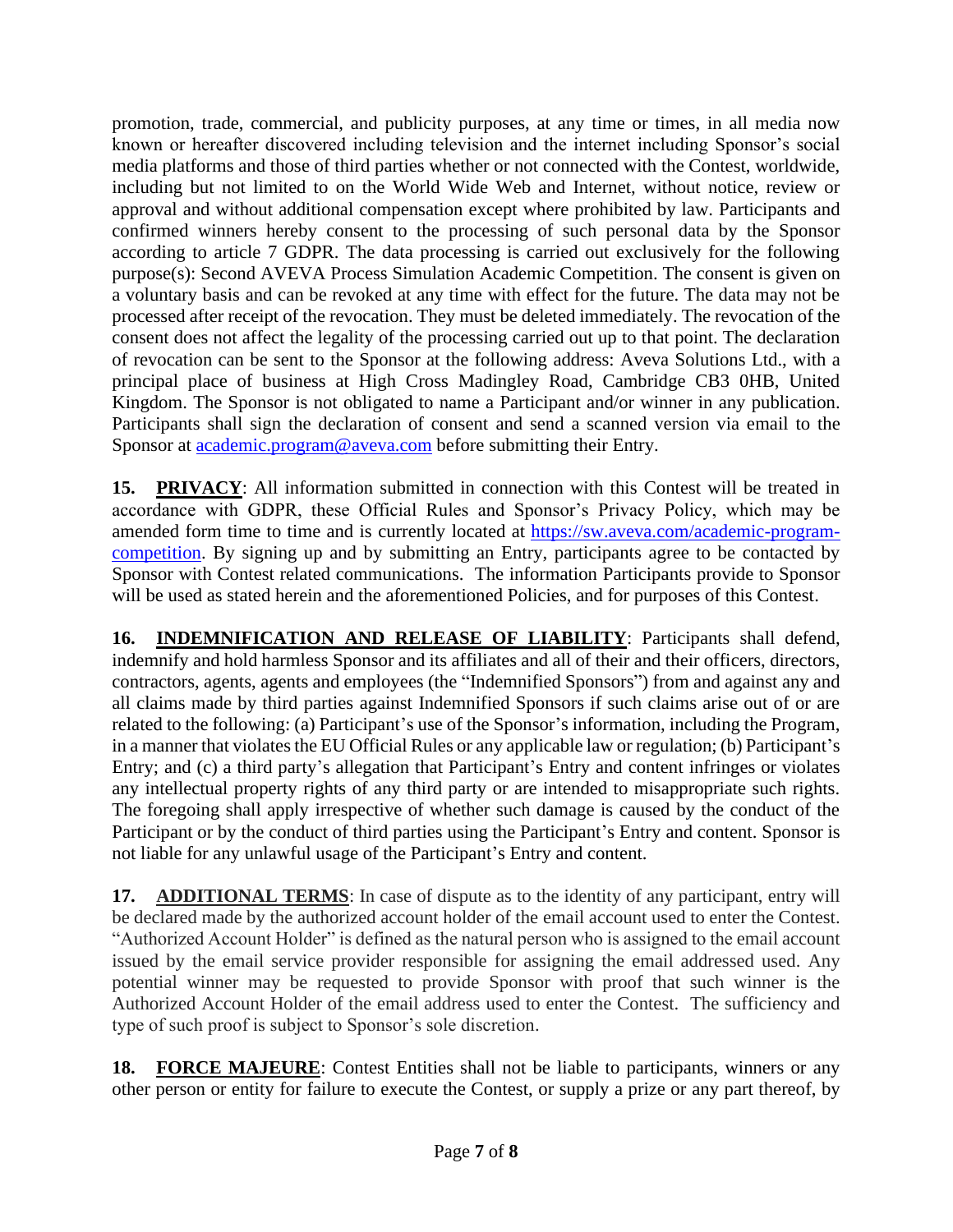promotion, trade, commercial, and publicity purposes, at any time or times, in all media now known or hereafter discovered including television and the internet including Sponsor's social media platforms and those of third parties whether or not connected with the Contest, worldwide, including but not limited to on the World Wide Web and Internet, without notice, review or approval and without additional compensation except where prohibited by law. Participants and confirmed winners hereby consent to the processing of such personal data by the Sponsor according to article 7 GDPR. The data processing is carried out exclusively for the following purpose(s): Second AVEVA Process Simulation Academic Competition. The consent is given on a voluntary basis and can be revoked at any time with effect for the future. The data may not be processed after receipt of the revocation. They must be deleted immediately. The revocation of the consent does not affect the legality of the processing carried out up to that point. The declaration of revocation can be sent to the Sponsor at the following address: Aveva Solutions Ltd., with a principal place of business at High Cross Madingley Road, Cambridge CB3 0HB, United Kingdom. The Sponsor is not obligated to name a Participant and/or winner in any publication. Participants shall sign the declaration of consent and send a scanned version via email to the Sponsor at [academic.program@aveva.com](mailto:academic.program@aveva.com) before submitting their Entry.

**15. PRIVACY**: All information submitted in connection with this Contest will be treated in accordance with GDPR, these Official Rules and Sponsor's Privacy Policy, which may be amended form time to time and is currently located at [https://sw.aveva.com/academic-program-competition](https://sw.aveva.com/academic-program-competition). By signing up and by submitting an Entry, participants agree to be contacted by Sponsor with Contest related communications. The information Participants provide to Sponsor will be used as stated herein and the aforementioned Policies, and for purposes of this Contest.

**16. INDEMNIFICATION AND RELEASE OF LIABILITY**: Participants shall defend, indemnify and hold harmless Sponsor and its affiliates and all of their and their officers, directors, contractors, agents, agents and employees (the "Indemnified Sponsors") from and against any and all claims made by third parties against Indemnified Sponsors if such claims arise out of or are related to the following: (a) Participant's use of the Sponsor's information, including the Program, in a manner that violates the EU Official Rules or any applicable law or regulation; (b) Participant's Entry; and (c) a third party's allegation that Participant's Entry and content infringes or violates any intellectual property rights of any third party or are intended to misappropriate such rights. The foregoing shall apply irrespective of whether such damage is caused by the conduct of the Participant or by the conduct of third parties using the Participant's Entry and content. Sponsor is not liable for any unlawful usage of the Participant's Entry and content.

**17. ADDITIONAL TERMS**: In case of dispute as to the identity of any participant, entry will be declared made by the authorized account holder of the email account used to enter the Contest. "Authorized Account Holder" is defined as the natural person who is assigned to the email account issued by the email service provider responsible for assigning the email addressed used. Any potential winner may be requested to provide Sponsor with proof that such winner is the Authorized Account Holder of the email address used to enter the Contest. The sufficiency and type of such proof is subject to Sponsor's sole discretion.

**18. FORCE MAJEURE**: Contest Entities shall not be liable to participants, winners or any other person or entity for failure to execute the Contest, or supply a prize or any part thereof, by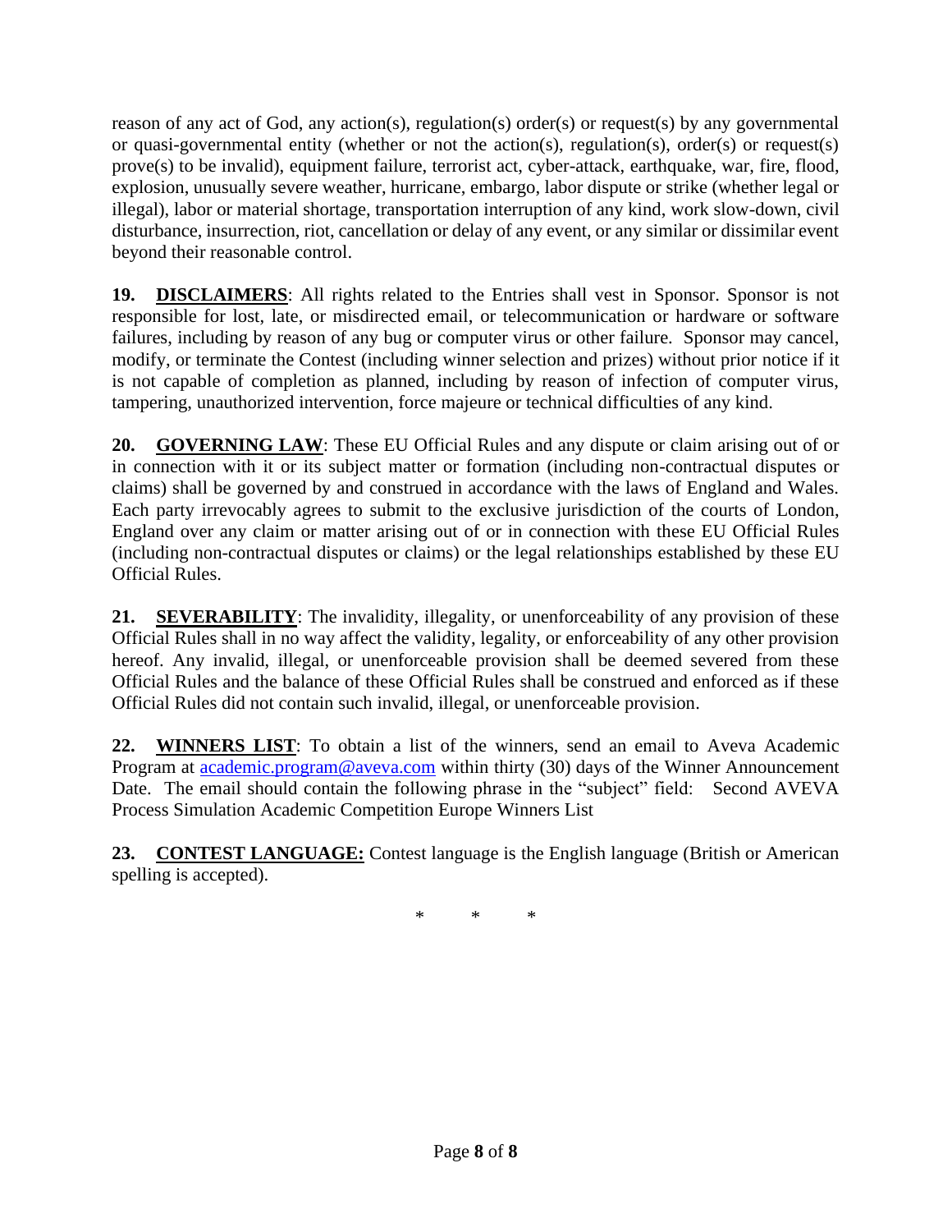reason of any act of God, any action(s), regulation(s) order(s) or request(s) by any governmental or quasi-governmental entity (whether or not the action(s), regulation(s), order(s) or request(s) prove(s) to be invalid), equipment failure, terrorist act, cyber-attack, earthquake, war, fire, flood, explosion, unusually severe weather, hurricane, embargo, labor dispute or strike (whether legal or illegal), labor or material shortage, transportation interruption of any kind, work slow-down, civil disturbance, insurrection, riot, cancellation or delay of any event, or any similar or dissimilar event beyond their reasonable control.

**19. DISCLAIMERS**: All rights related to the Entries shall vest in Sponsor. Sponsor is not responsible for lost, late, or misdirected email, or telecommunication or hardware or software failures, including by reason of any bug or computer virus or other failure. Sponsor may cancel, modify, or terminate the Contest (including winner selection and prizes) without prior notice if it is not capable of completion as planned, including by reason of infection of computer virus, tampering, unauthorized intervention, force majeure or technical difficulties of any kind.

**20. GOVERNING LAW**: These EU Official Rules and any dispute or claim arising out of or in connection with it or its subject matter or formation (including non-contractual disputes or claims) shall be governed by and construed in accordance with the laws of England and Wales. Each party irrevocably agrees to submit to the exclusive jurisdiction of the courts of London, England over any claim or matter arising out of or in connection with these EU Official Rules (including non-contractual disputes or claims) or the legal relationships established by these EU Official Rules.

**21. SEVERABILITY**: The invalidity, illegality, or unenforceability of any provision of these Official Rules shall in no way affect the validity, legality, or enforceability of any other provision hereof. Any invalid, illegal, or unenforceable provision shall be deemed severed from these Official Rules and the balance of these Official Rules shall be construed and enforced as if these Official Rules did not contain such invalid, illegal, or unenforceable provision.

**22. WINNERS LIST**: To obtain a list of the winners, send an email to Aveva Academic Program at academic.program@aveva.com within thirty (30) days of the Winner Announcement Date. The email should contain the following phrase in the "subject" field: Second AVEVA Process Simulation Academic Competition Europe Winners List

**23. CONTEST LANGUAGE:** Contest language is the English language (British or American spelling is accepted).

\* \* \*